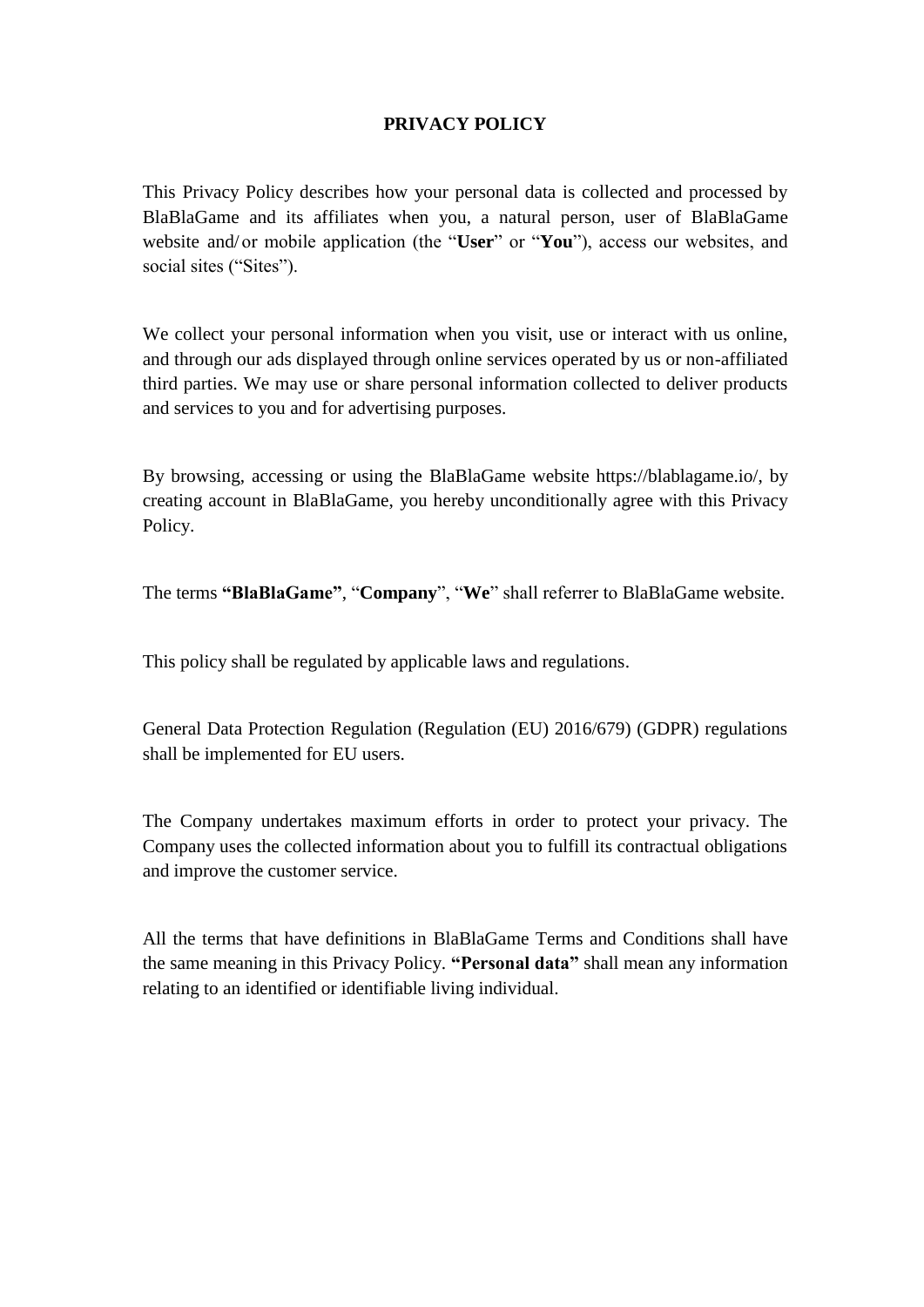# PRIVACY POLICY

This Privacy Policy describes how your personal data is collected and processed by BlaBlaGame and its affiliates when you, a natural person, user of BlaBlaGame website and/ or mobile application (the "**User**" or "**You**"), access our websites, and social sites ("Sites").

We collect your personal information when you visit, use or interact with us online, and through our ads displayed through online services operated by us or non-affiliated third parties. We may use or share personal information collected to deliver products and services to you and for advertising purposes.

By browsing, accessing or using the BlaBlaGame website https://blablagame.io/, by creating account in BlaBlaGame, you hereby unconditionally agree with this Privacy Policy.

The terms **"BlaBlaGame"**, "**Company**", "**We**" shall referrer to BlaBlaGame website.

This policy shall be regulated by applicable laws and regulations.

General Data Protection Regulation (Regulation (EU) 2016/679) (GDPR) regulations shall be implemented for EU users.

The Company undertakes maximum efforts in order to protect your privacy. The Company uses the collected information about you to fulfill its contractual obligations and improve the customer service.

All the terms that have definitions in BlaBlaGame Terms and Conditions shall have the same meaning in this Privacy Policy. **"Personal data"** shall mean any information relating to an identified or identifiable living individual.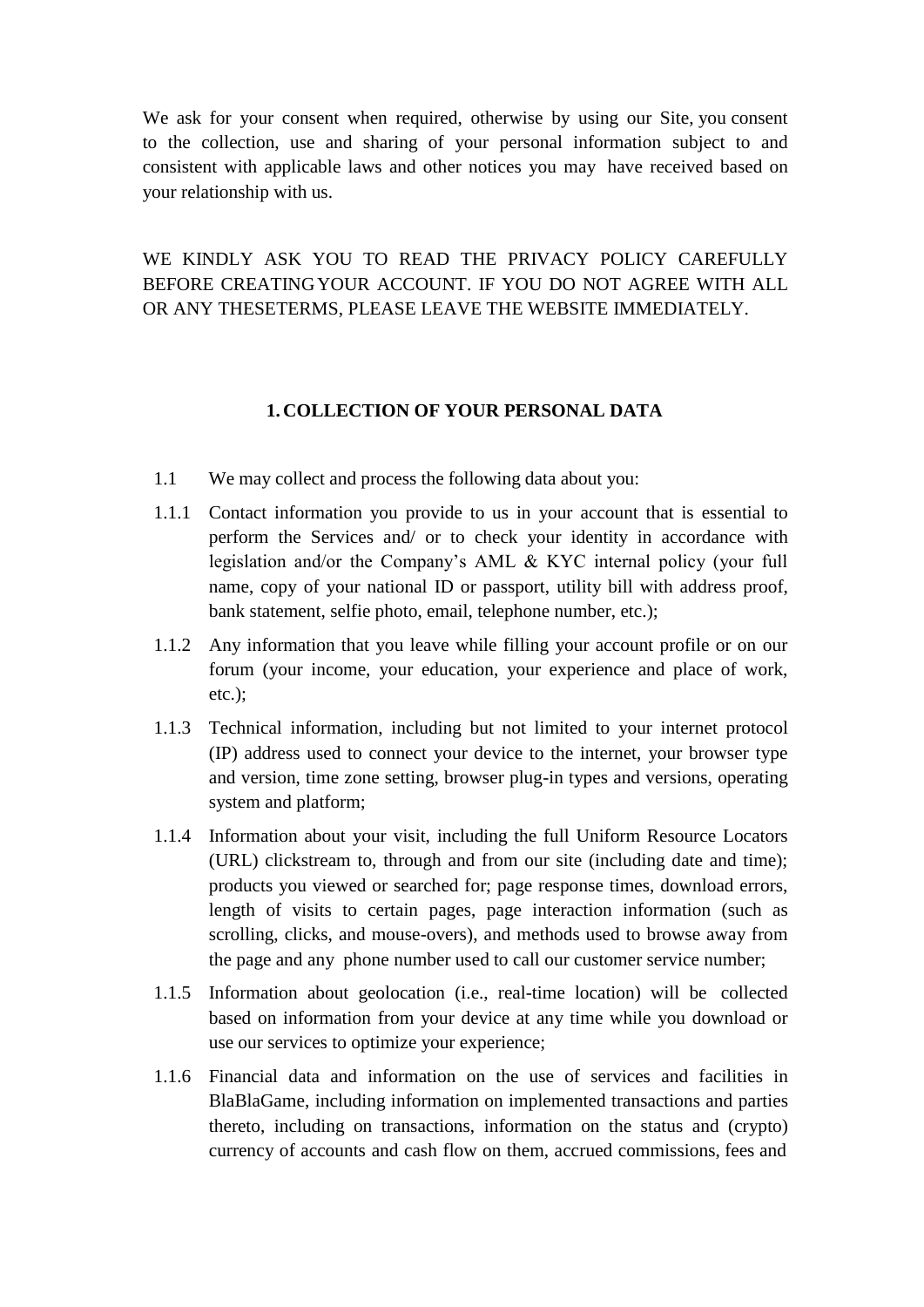We ask for your consent when required, otherwise by using our Site, you consent to the collection, use and sharing of your personal information subject to and consistent with applicable laws and other notices you may have received based on your relationship with us.

WE KINDLY ASK YOU TO READ THE PRIVACY POLICY CAREFULLY BEFORE CREATING YOUR ACCOUNT. IF YOU DO NOT AGREE WITH ALL OR ANY THESETERMS, PLEASE LEAVE THE WEBSITE IMMEDIATELY.

## 1. COLLECTION OF YOUR PERSONAL DATA

1.1 We may collect and process the following data about you:

1.1.1 Contact information you provide to us in your account that is essential to perform the Services and/ or to check your identity in accordance with legislation and/or the Company's AML & KYC internal policy (your full name, copy of your national ID or passport, utility bill with address proof, bank statement, selfie photo, email, telephone number, etc.);

1.1.2 Any information that you leave while filling your account profile or on our forum (your income, your education, your experience and place of work, etc.);

1.1.3 Technical information, including but not limited to your internet protocol (IP) address used to connect your device to the internet, your browser type and version, time zone setting, browser plug-in types and versions, operating system and platform;

1.1.4 Information about your visit, including the full Uniform Resource Locators (URL) clickstream to, through and from our site (including date and time); products you viewed or searched for; page response times, download errors, length of visits to certain pages, page interaction information (such as scrolling, clicks, and mouse-overs), and methods used to browse away from the page and any phone number used to call our customer service number;

1.1.5 Information about geolocation (i.e., real-time location) will be collected based on information from your device at any time while you download or use our services to optimize your experience;

1.1.6 Financial data and information on the use of services and facilities in BlaBlaGame, including information on implemented transactions and parties thereto, including on transactions, information on the status and (crypto) currency of accounts and cash flow on them, accrued commissions, fees and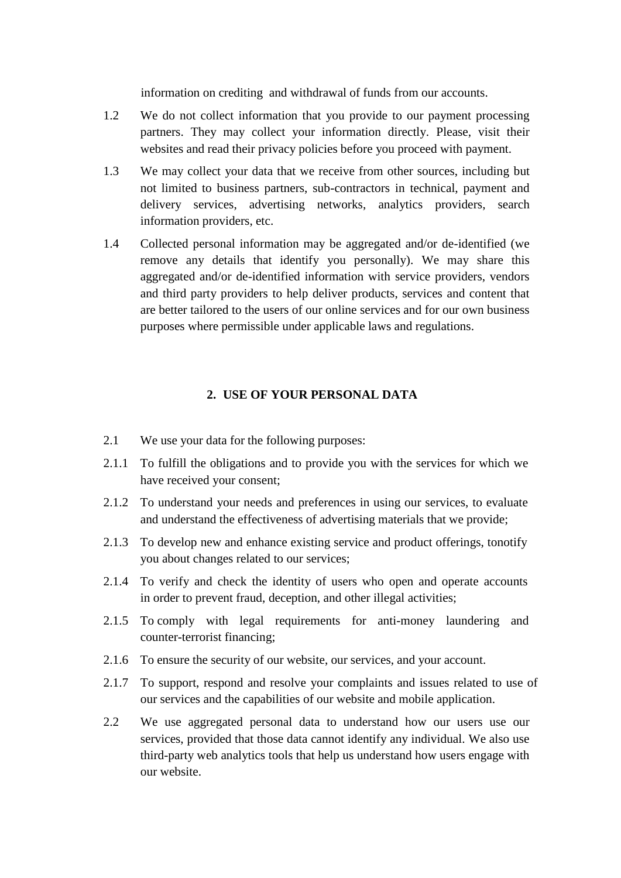information on crediting and withdrawal of funds from our accounts.

1.2 We do not collect information that you provide to our payment processing partners. They may collect your information directly. Please, visit their websites and read their privacy policies before you proceed with payment.

1.3 We may collect your data that we receive from other sources, including but not limited to business partners, sub-contractors in technical, payment and delivery services, advertising networks, analytics providers, search information providers, etc.

1.4 Collected personal information may be aggregated and/or de-identified (we remove any details that identify you personally). We may share this aggregated and/or de-identified information with service providers, vendors and third party providers to help deliver products, services and content that are better tailored to the users of our online services and for our own business purposes where permissible under applicable laws and regulations.

## 2. USE OF YOUR PERSONAL DATA

2.1 We use your data for the following purposes:

2.1.1 To fulfill the obligations and to provide you with the services for which we have received your consent;

2.1.2 To understand your needs and preferences in using our services, to evaluate and understand the effectiveness of advertising materials that we provide;

2.1.3 To develop new and enhance existing service and product offerings, tonotify you about changes related to our services;

2.1.4 To verify and check the identity of users who open and operate accounts in order to prevent fraud, deception, and other illegal activities;

2.1.5 To comply with legal requirements for anti-money laundering and counter-terrorist financing;

2.1.6 To ensure the security of our website, our services, and your account.

2.1.7 To support, respond and resolve your complaints and issues related to use of our services and the capabilities of our website and mobile application.

2.2 We use aggregated personal data to understand how our users use our services, provided that those data cannot identify any individual. We also use third-party web analytics tools that help us understand how users engage with our website.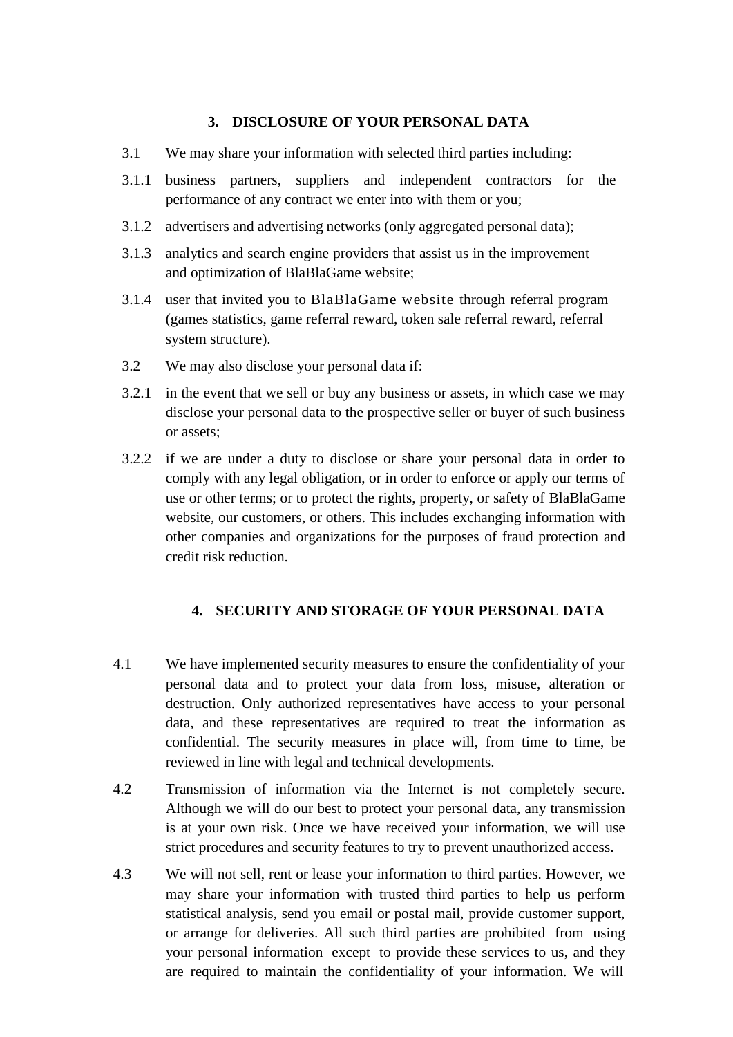## 3. DISCLOSURE OF YOUR PERSONAL DATA

3.1 We may share your information with selected third parties including:

3.1.1 business partners, suppliers and independent contractors for the performance of any contract we enter into with them or you;

3.1.2 advertisers and advertising networks (only aggregated personal data);

3.1.3 analytics and search engine providers that assist us in the improvement and optimization of BlaBlaGame website;

3.1.4 user that invited you to BlaBlaGame website through referral program (games statistics, game referral reward, token sale referral reward, referral system structure).

3.2 We may also disclose your personal data if:

3.2.1 in the event that we sell or buy any business or assets, in which case we may disclose your personal data to the prospective seller or buyer of such business or assets;

3.2.2 if we are under a duty to disclose or share your personal data in order to comply with any legal obligation, or in order to enforce or apply our terms of use or other terms; or to protect the rights, property, or safety of BlaBlaGame website, our customers, or others. This includes exchanging information with other companies and organizations for the purposes of fraud protection and credit risk reduction.

## 4. SECURITY AND STORAGE OF YOUR PERSONAL DATA

4.1 We have implemented security measures to ensure the confidentiality of your personal data and to protect your data from loss, misuse, alteration or destruction. Only authorized representatives have access to your personal data, and these representatives are required to treat the information as confidential. The security measures in place will, from time to time, be reviewed in line with legal and technical developments.

4.2 Transmission of information via the Internet is not completely secure. Although we will do our best to protect your personal data, any transmission is at your own risk. Once we have received your information, we will use strict procedures and security features to try to prevent unauthorized access.

4.3 We will not sell, rent or lease your information to third parties. However, we may share your information with trusted third parties to help us perform statistical analysis, send you email or postal mail, provide customer support, or arrange for deliveries. All such third parties are prohibited from using your personal information except to provide these services to us, and they are required to maintain the confidentiality of your information. We will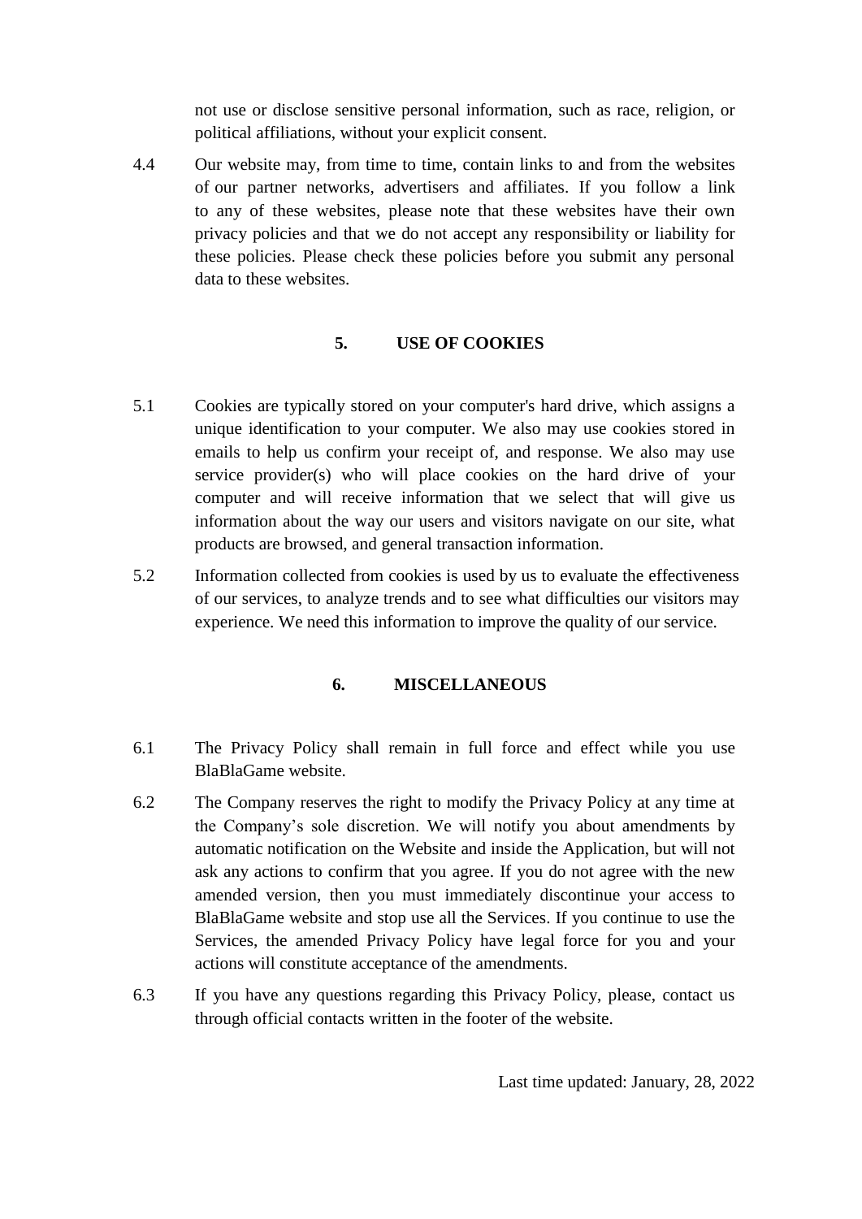not use or disclose sensitive personal information, such as race, religion, or political affiliations, without your explicit consent.

4.4 Our website may, from time to time, contain links to and from the websites of our partner networks, advertisers and affiliates. If you follow a link to any of these websites, please note that these websites have their own privacy policies and that we do not accept any responsibility or liability for these policies. Please check these policies before you submit any personal data to these websites.

## 5. USE OF COOKIES

5.1 Cookies are typically stored on your computer's hard drive, which assigns a unique identification to your computer. We also may use cookies stored in emails to help us confirm your receipt of, and response. We also may use service provider(s) who will place cookies on the hard drive of your computer and will receive information that we select that will give us information about the way our users and visitors navigate on our site, what products are browsed, and general transaction information.

5.2 Information collected from cookies is used by us to evaluate the effectiveness of our services, to analyze trends and to see what difficulties our visitors may experience. We need this information to improve the quality of our service.

## 6. MISCELLANEOUS

6.1 The Privacy Policy shall remain in full force and effect while you use BlaBlaGame website.

6.2 The Company reserves the right to modify the Privacy Policy at any time at the Company's sole discretion. We will notify you about amendments by automatic notification on the Website and inside the Application, but will not ask any actions to confirm that you agree. If you do not agree with the new amended version, then you must immediately discontinue your access to BlaBlaGame website and stop use all the Services. If you continue to use the Services, the amended Privacy Policy have legal force for you and your actions will constitute acceptance of the amendments.

6.3 If you have any questions regarding this Privacy Policy, please, contact us through official contacts written in the footer of the website.

Last time updated: January, 28, 2022